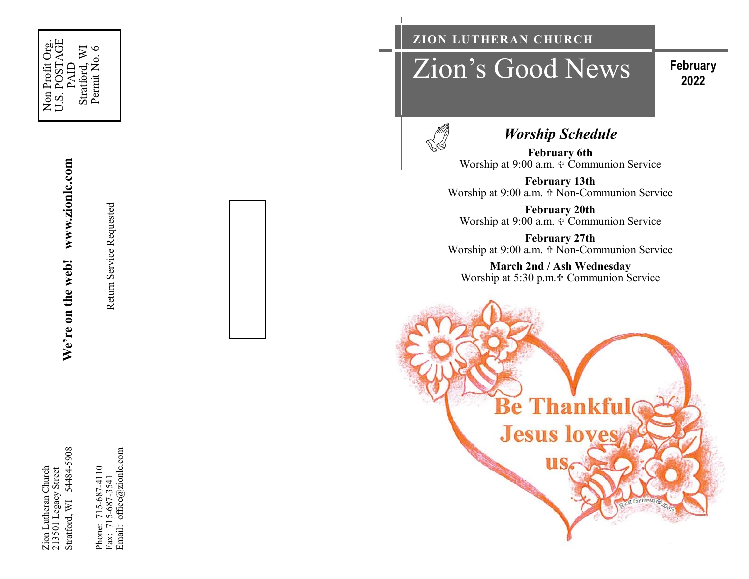Non Profit Org.
U.S. POSTAGE
PAID
Stratford, WI
Permit No. 6

**We're on the web! www.zionlc.com**

Return Service Requested

Zion Lutheran Church
213501 Legacy Street
Stratford, WI 54484-5908

Phone: 715-687-4110
Fax: 715-687-3541
Email: office@zionlc.com

ZION LUTHERAN CHURCH

# Zion's Good News

**February 2022**

## *Worship Schedule*

**February 6th**
Worship at 9:00 a.m. ✟ Communion Service

**February 13th**
Worship at 9:00 a.m. ✟ Non-Communion Service

**February 20th**
Worship at 9:00 a.m. ✟ Communion Service

**February 27th**
Worship at 9:00 a.m. ✟ Non-Communion Service

**March 2nd / Ash Wednesday**
Worship at 5:30 p.m.✟ Communion Service

Be Thankful Jesus loves us.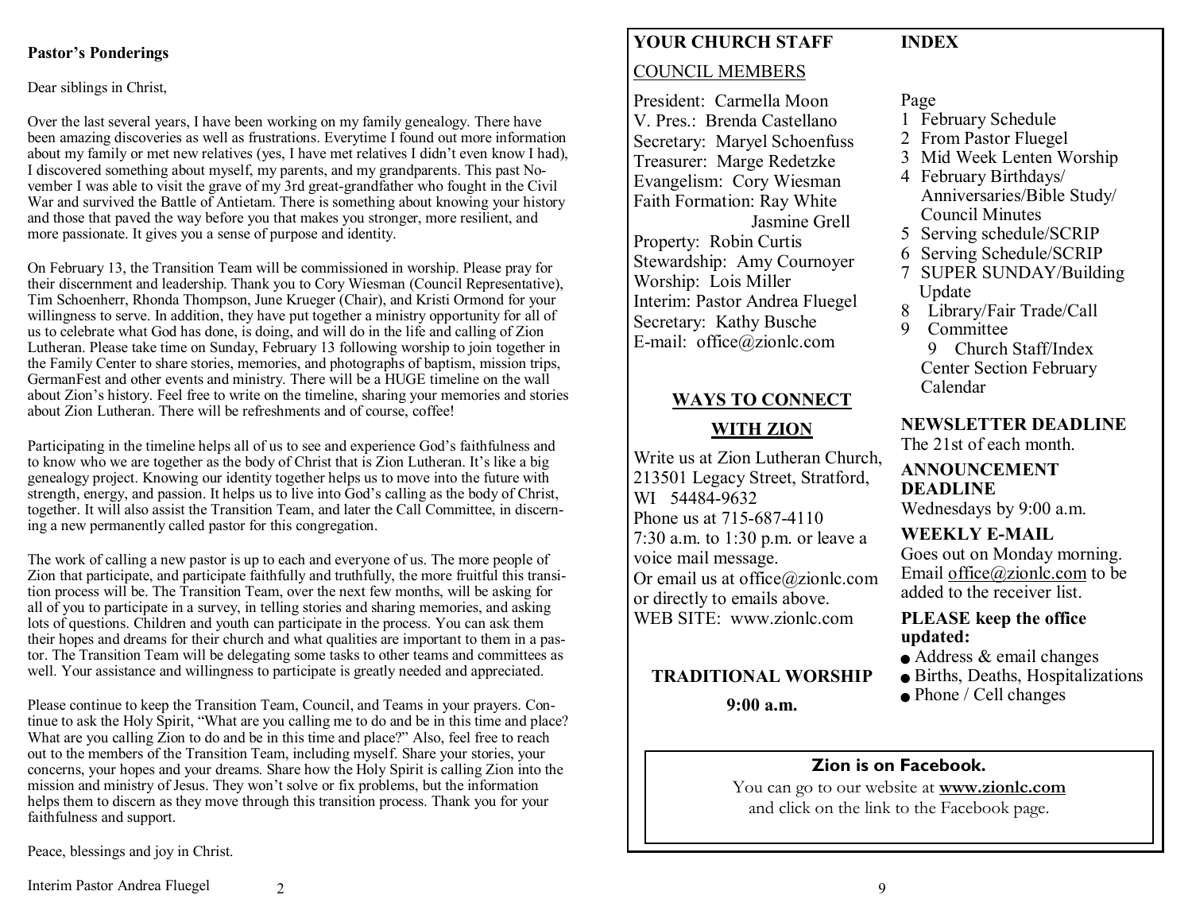**Pastor's Ponderings**

Dear siblings in Christ,

Over the last several years, I have been working on my family genealogy. There have been amazing discoveries as well as frustrations. Everytime I found out more information about my family or met new relatives (yes, I have met relatives I didn't even know I had), I discovered something about myself, my parents, and my grandparents. This past November I was able to visit the grave of my 3rd great-grandfather who fought in the Civil War and survived the Battle of Antietam. There is something about knowing your history and those that paved the way before you that makes you stronger, more resilient, and more passionate. It gives you a sense of purpose and identity.

On February 13, the Transition Team will be commissioned in worship. Please pray for their discernment and leadership. Thank you to Cory Wiesman (Council Representative), Tim Schoenherr, Rhonda Thompson, June Krueger (Chair), and Kristi Ormond for your willingness to serve. In addition, they have put together a ministry opportunity for all of us to celebrate what God has done, is doing, and will do in the life and calling of Zion Lutheran. Please take time on Sunday, February 13 following worship to join together in the Family Center to share stories, memories, and photographs of baptism, mission trips, GermanFest and other events and ministry. There will be a HUGE timeline on the wall about Zion's history. Feel free to write on the timeline, sharing your memories and stories about Zion Lutheran. There will be refreshments and of course, coffee!

Participating in the timeline helps all of us to see and experience God's faithfulness and to know who we are together as the body of Christ that is Zion Lutheran. It's like a big genealogy project. Knowing our identity together helps us to move into the future with strength, energy, and passion. It helps us to live into God's calling as the body of Christ, together. It will also assist the Transition Team, and later the Call Committee, in discerning a new permanently called pastor for this congregation.

The work of calling a new pastor is up to each and everyone of us. The more people of Zion that participate, and participate faithfully and truthfully, the more fruitful this transition process will be. The Transition Team, over the next few months, will be asking for all of you to participate in a survey, in telling stories and sharing memories, and asking lots of questions. Children and youth can participate in the process. You can ask them their hopes and dreams for their church and what qualities are important to them in a pastor. The Transition Team will be delegating some tasks to other teams and committees as well. Your assistance and willingness to participate is greatly needed and appreciated.

Please continue to keep the Transition Team, Council, and Teams in your prayers. Continue to ask the Holy Spirit, "What are you calling me to do and be in this time and place? What are you calling Zion to do and be in this time and place?" Also, feel free to reach out to the members of the Transition Team, including myself. Share your stories, your concerns, your hopes and your dreams. Share how the Holy Spirit is calling Zion into the mission and ministry of Jesus. They won't solve or fix problems, but the information helps them to discern as they move through this transition process. Thank you for your faithfulness and support.

Peace, blessings and joy in Christ.

Interim Pastor Andrea Fluegel

**YOUR CHURCH STAFF**

COUNCIL MEMBERS

President: Carmella Moon
V. Pres.: Brenda Castellano
Secretary: Maryel Schoenfuss
Treasurer: Marge Redetzke
Evangelism: Cory Wiesman
Faith Formation: Ray White
Jasmine Grell
Property: Robin Curtis
Stewardship: Amy Cournoyer
Worship: Lois Miller
Interim: Pastor Andrea Fluegel
Secretary: Kathy Busche
E-mail: office@zionlc.com

**WAYS TO CONNECT WITH ZION**

Write us at Zion Lutheran Church, 213501 Legacy Street, Stratford, WI 54484-9632
Phone us at 715-687-4110
7:30 a.m. to 1:30 p.m. or leave a voice mail message.
Or email us at office@zionlc.com or directly to emails above.
WEB SITE: www.zionlc.com

**TRADITIONAL WORSHIP**

**9:00 a.m.**

**INDEX**

Page
1 February Schedule
2 From Pastor Fluegel
3 Mid Week Lenten Worship
4 February Birthdays/ Anniversaries/Bible Study/ Council Minutes
5 Serving schedule/SCRIP
6 Serving Schedule/SCRIP
7 SUPER SUNDAY/Building Update
8 Library/Fair Trade/Call
9 Committee
9 Church Staff/Index
Center Section February Calendar

**NEWSLETTER DEADLINE**
The 21st of each month.

**ANNOUNCEMENT DEADLINE**
Wednesdays by 9:00 a.m.

**WEEKLY E-MAIL**
Goes out on Monday morning. Email office@zionlc.com to be added to the receiver list.

**PLEASE keep the office updated:**
- Address & email changes
- Births, Deaths, Hospitalizations
- Phone / Cell changes

**Zion is on Facebook.**
You can go to our website at **www.zionlc.com** and click on the link to the Facebook page.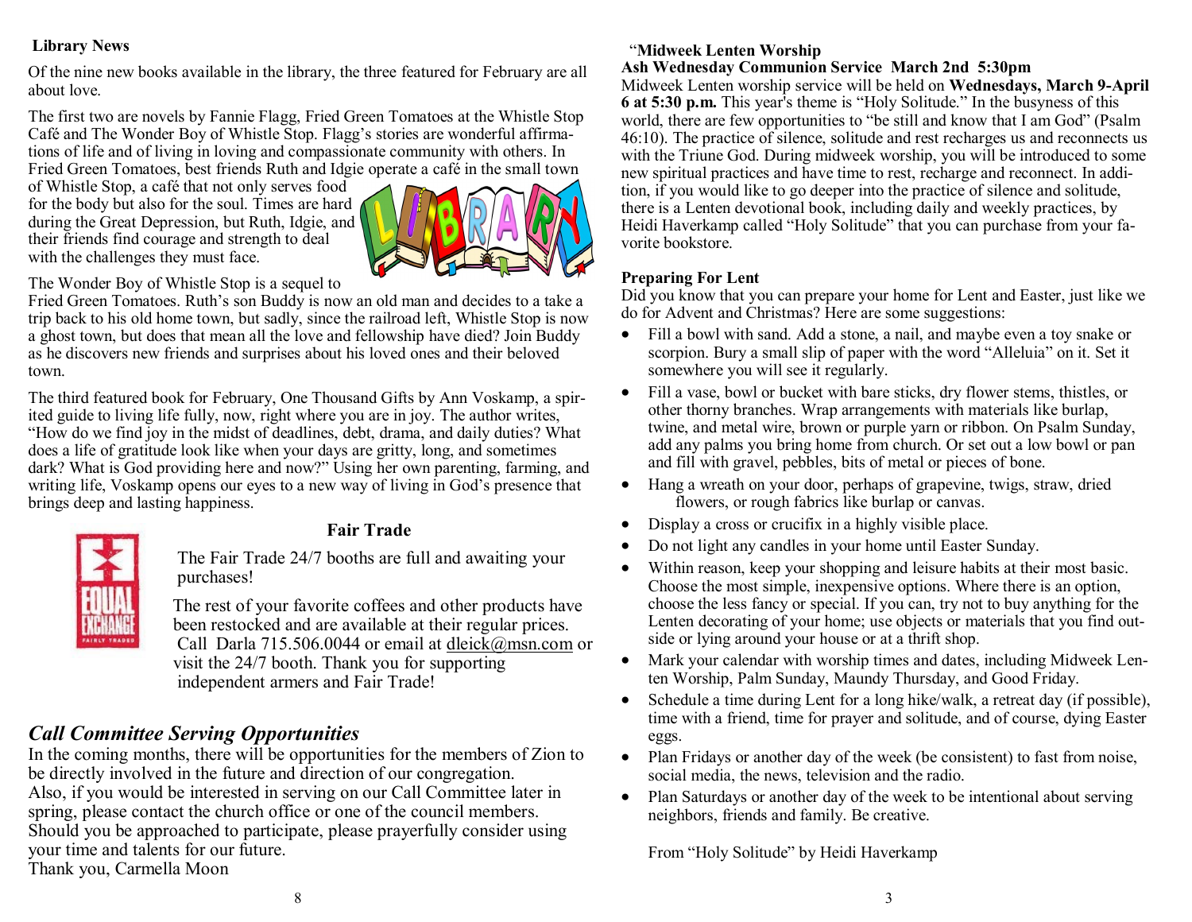### Library News

Of the nine new books available in the library, the three featured for February are all about love.

The first two are novels by Fannie Flagg, Fried Green Tomatoes at the Whistle Stop Café and The Wonder Boy of Whistle Stop. Flagg's stories are wonderful affirmations of life and of living in loving and compassionate community with others. In Fried Green Tomatoes, best friends Ruth and Idgie operate a café in the small town of Whistle Stop, a café that not only serves food for the body but also for the soul. Times are hard during the Great Depression, but Ruth, Idgie, and their friends find courage and strength to deal with the challenges they must face.

The Wonder Boy of Whistle Stop is a sequel to Fried Green Tomatoes. Ruth's son Buddy is now an old man and decides to a take a trip back to his old home town, but sadly, since the railroad left, Whistle Stop is now a ghost town, but does that mean all the love and fellowship have died? Join Buddy as he discovers new friends and surprises about his loved ones and their beloved town.

The third featured book for February, One Thousand Gifts by Ann Voskamp, a spirited guide to living life fully, now, right where you are in joy. The author writes, "How do we find joy in the midst of deadlines, debt, drama, and daily duties? What does a life of gratitude look like when your days are gritty, long, and sometimes dark? What is God providing here and now?" Using her own parenting, farming, and writing life, Voskamp opens our eyes to a new way of living in God's presence that brings deep and lasting happiness.

### Fair Trade

The Fair Trade 24/7 booths are full and awaiting your purchases!

The rest of your favorite coffees and other products have been restocked and are available at their regular prices. Call Darla 715.506.0044 or email at dleick@msn.com or visit the 24/7 booth. Thank you for supporting independent armers and Fair Trade!

## *Call Committee Serving Opportunities*

In the coming months, there will be opportunities for the members of Zion to be directly involved in the future and direction of our congregation.
Also, if you would be interested in serving on our Call Committee later in spring, please contact the church office or one of the council members. Should you be approached to participate, please prayerfully consider using your time and talents for our future.
Thank you, Carmella Moon

### "Midweek Lenten Worship

**Ash Wednesday Communion Service March 2nd 5:30pm**

Midweek Lenten worship service will be held on **Wednesdays, March 9-April 6 at 5:30 p.m.** This year's theme is "Holy Solitude." In the busyness of this world, there are few opportunities to "be still and know that I am God" (Psalm 46:10). The practice of silence, solitude and rest recharges us and reconnects us with the Triune God. During midweek worship, you will be introduced to some new spiritual practices and have time to rest, recharge and reconnect. In addition, if you would like to go deeper into the practice of silence and solitude, there is a Lenten devotional book, including daily and weekly practices, by Heidi Haverkamp called "Holy Solitude" that you can purchase from your favorite bookstore.

### Preparing For Lent

Did you know that you can prepare your home for Lent and Easter, just like we do for Advent and Christmas? Here are some suggestions:

- Fill a bowl with sand. Add a stone, a nail, and maybe even a toy snake or scorpion. Bury a small slip of paper with the word "Alleluia" on it. Set it somewhere you will see it regularly.
- Fill a vase, bowl or bucket with bare sticks, dry flower stems, thistles, or other thorny branches. Wrap arrangements with materials like burlap, twine, and metal wire, brown or purple yarn or ribbon. On Psalm Sunday, add any palms you bring home from church. Or set out a low bowl or pan and fill with gravel, pebbles, bits of metal or pieces of bone.
- Hang a wreath on your door, perhaps of grapevine, twigs, straw, dried flowers, or rough fabrics like burlap or canvas.
- Display a cross or crucifix in a highly visible place.
- Do not light any candles in your home until Easter Sunday.
- Within reason, keep your shopping and leisure habits at their most basic. Choose the most simple, inexpensive options. Where there is an option, choose the less fancy or special. If you can, try not to buy anything for the Lenten decorating of your home; use objects or materials that you find outside or lying around your house or at a thrift shop.
- Mark your calendar with worship times and dates, including Midweek Lenten Worship, Palm Sunday, Maundy Thursday, and Good Friday.
- Schedule a time during Lent for a long hike/walk, a retreat day (if possible), time with a friend, time for prayer and solitude, and of course, dying Easter eggs.
- Plan Fridays or another day of the week (be consistent) to fast from noise, social media, the news, television and the radio.
- Plan Saturdays or another day of the week to be intentional about serving neighbors, friends and family. Be creative.

From "Holy Solitude" by Heidi Haverkamp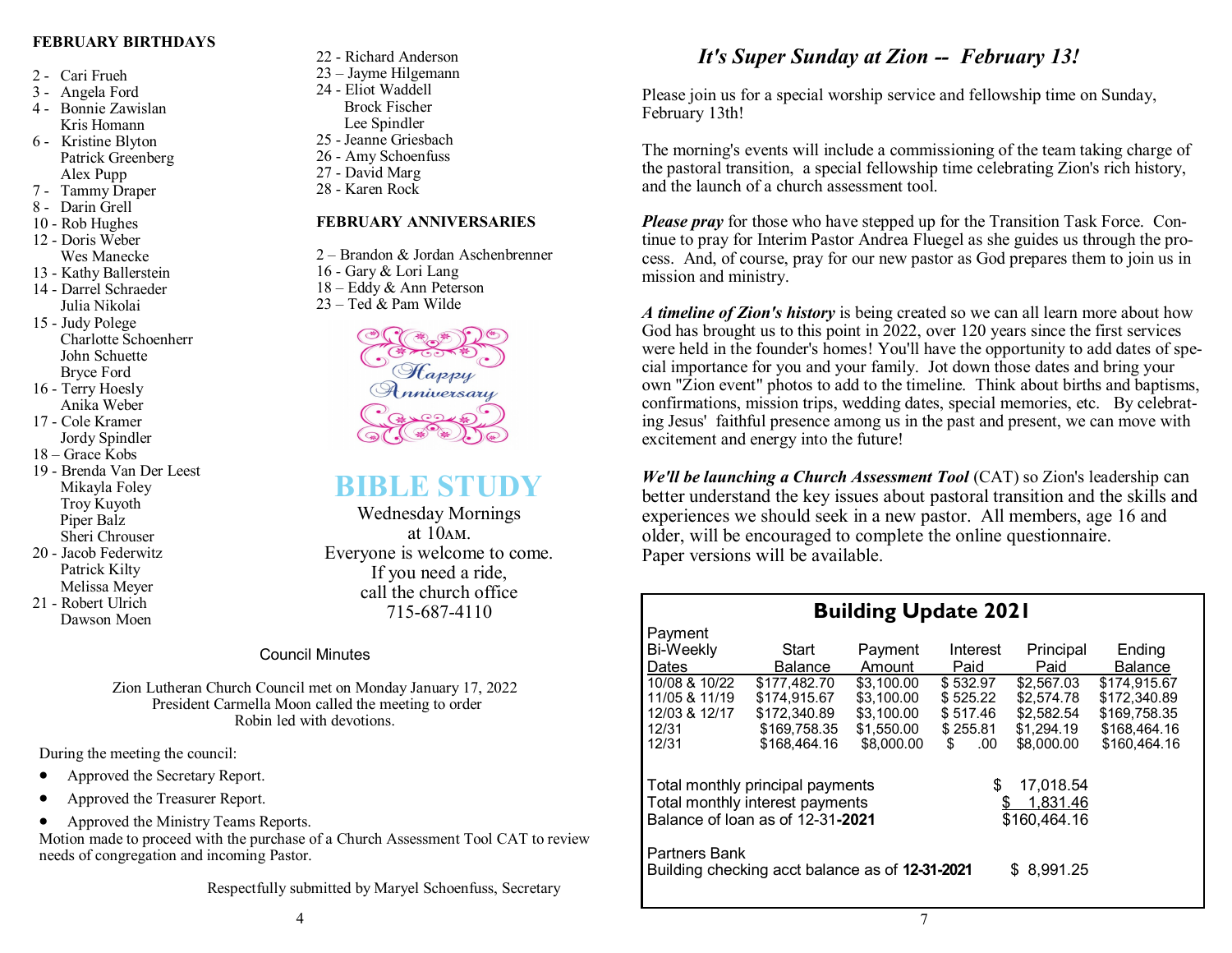**FEBRUARY BIRTHDAYS**

2 - Cari Frueh
3 - Angela Ford
4 - Bonnie Zawislan
Kris Homann
6 - Kristine Blyton
Patrick Greenberg
Alex Pupp
7 - Tammy Draper
8 - Darin Grell
10 - Rob Hughes
12 - Doris Weber
Wes Manecke
13 - Kathy Ballerstein
14 - Darrel Schraeder
Julia Nikolai
15 - Judy Polege
Charlotte Schoenherr
John Schuette
Bryce Ford
16 - Terry Hoesly
Anika Weber
17 - Cole Kramer
Jordy Spindler
18 – Grace Kobs
19 - Brenda Van Der Leest
Mikayla Foley
Troy Kuyoth
Piper Balz
Sheri Chrouser
20 - Jacob Federwitz
Patrick Kilty
Melissa Meyer
21 - Robert Ulrich
Dawson Moen
22 - Richard Anderson
23 – Jayme Hilgemann
24 - Eliot Waddell
Brock Fischer
Lee Spindler
25 - Jeanne Griesbach
26 - Amy Schoenfuss
27 - David Marg
28 - Karen Rock

**FEBRUARY ANNIVERSARIES**

2 – Brandon & Jordan Aschenbrenner
16 – Gary & Lori Lang
18 – Eddy & Ann Peterson
23 – Ted & Pam Wilde

Happy Anniversary

## BIBLE STUDY

Wednesday Mornings
at 10AM.
Everyone is welcome to come.
If you need a ride,
call the church office
715-687-4110

### Council Minutes

Zion Lutheran Church Council met on Monday January 17, 2022
President Carmella Moon called the meeting to order
Robin led with devotions.

During the meeting the council:

- Approved the Secretary Report.
- Approved the Treasurer Report.
- Approved the Ministry Teams Reports.

Motion made to proceed with the purchase of a Church Assessment Tool CAT to review needs of congregation and incoming Pastor.

Respectfully submitted by Maryel Schoenfuss, Secretary

## *It's Super Sunday at Zion -- February 13!*

Please join us for a special worship service and fellowship time on Sunday, February 13th!

The morning's events will include a commissioning of the team taking charge of the pastoral transition, a special fellowship time celebrating Zion's rich history, and the launch of a church assessment tool.

***Please pray*** for those who have stepped up for the Transition Task Force. Continue to pray for Interim Pastor Andrea Fluegel as she guides us through the process. And, of course, pray for our new pastor as God prepares them to join us in mission and ministry.

***A timeline of Zion's history*** is being created so we can all learn more about how God has brought us to this point in 2022, over 120 years since the first services were held in the founder's homes! You'll have the opportunity to add dates of special importance for you and your family. Jot down those dates and bring your own "Zion event" photos to add to the timeline. Think about births and baptisms, confirmations, mission trips, wedding dates, special memories, etc. By celebrating Jesus' faithful presence among us in the past and present, we can move with excitement and energy into the future!

***We'll be launching a Church Assessment Tool*** (CAT) so Zion's leadership can better understand the key issues about pastoral transition and the skills and experiences we should seek in a new pastor. All members, age 16 and older, will be encouraged to complete the online questionnaire. Paper versions will be available.

### Building Update 2021

| Payment Bi-Weekly Dates | Start Balance | Payment Amount | Interest Paid | Principal Paid | Ending Balance |
|---|---|---|---|---|---|
| 10/08 & 10/22 | $177,482.70 | $3,100.00 | $ 532.97 | $2,567.03 | $174,915.67 |
| 11/05 & 11/19 | $174,915.67 | $3,100.00 | $ 525.22 | $2,574.78 | $172,340.89 |
| 12/03 & 12/17 | $172,340.89 | $3,100.00 | $ 517.46 | $2,582.54 | $169,758.35 |
| 12/31 | $169,758.35 | $1,550.00 | $ 255.81 | $1,294.19 | $168,464.16 |
| 12/31 | $168,464.16 | $8,000.00 | $ .00 | $8,000.00 | $160,464.16 |

Total monthly principal payments $ 17,018.54
Total monthly interest payments $ 1,831.46
Balance of loan as of 12-31-**2021** $160,464.16

Partners Bank
Building checking acct balance as of **12-31-2021** $ 8,991.25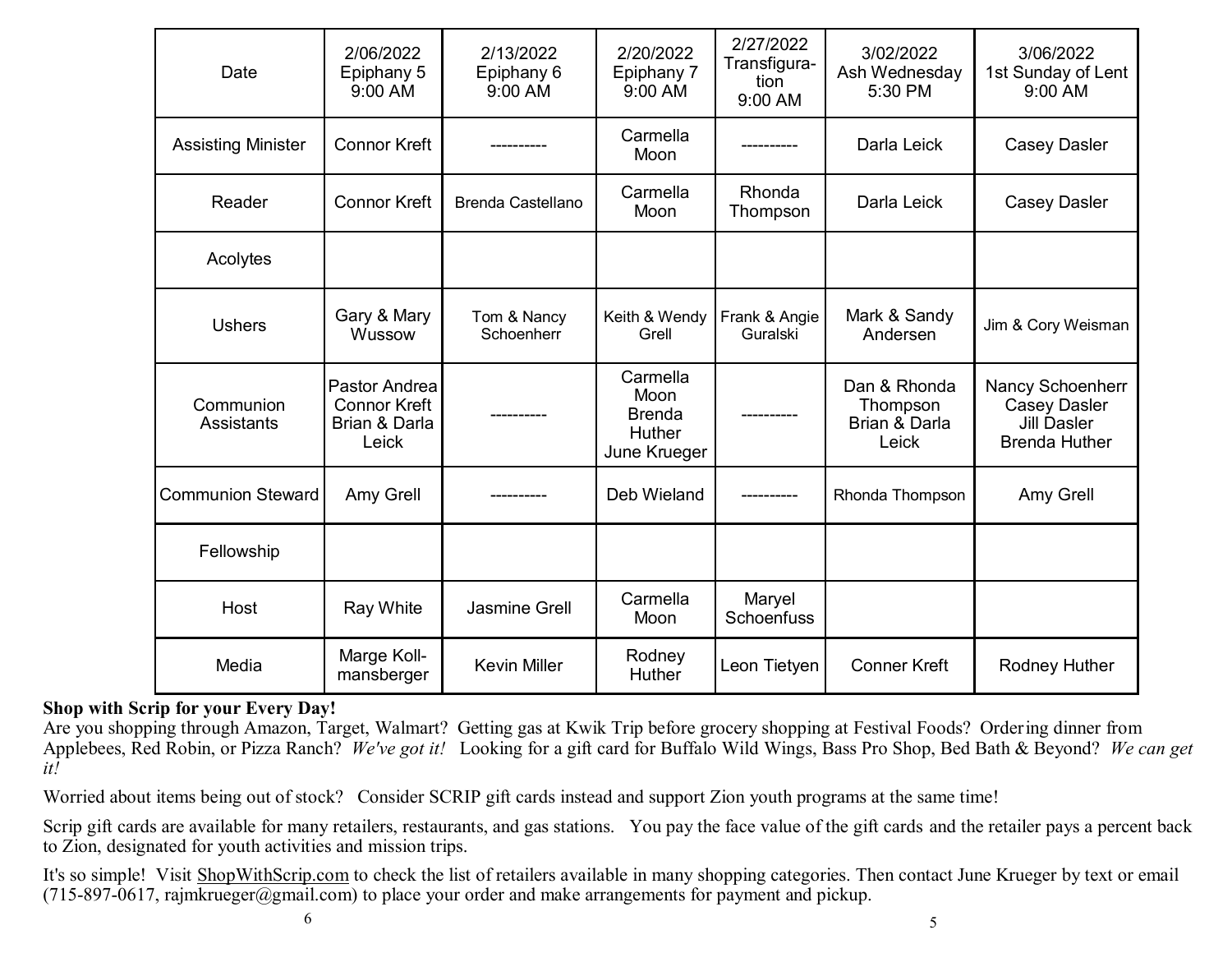| Date | 2/06/2022 Epiphany 5 9:00 AM | 2/13/2022 Epiphany 6 9:00 AM | 2/20/2022 Epiphany 7 9:00 AM | 2/27/2022 Transfiguration 9:00 AM | 3/02/2022 Ash Wednesday 5:30 PM | 3/06/2022 1st Sunday of Lent 9:00 AM |
|---|---|---|---|---|---|---|
| Assisting Minister | Connor Kreft | ---------- | Carmella Moon | ---------- | Darla Leick | Casey Dasler |
| Reader | Connor Kreft | Brenda Castellano | Carmella Moon | Rhonda Thompson | Darla Leick | Casey Dasler |
| Acolytes | | | | | | |
| Ushers | Gary & Mary Wussow | Tom & Nancy Schoenherr | Keith & Wendy Grell | Frank & Angie Guralski | Mark & Sandy Andersen | Jim & Cory Weisman |
| Communion Assistants | Pastor Andrea Connor Kreft Brian & Darla Leick | ---------- | Carmella Moon Brenda Huther June Krueger | ---------- | Dan & Rhonda Thompson Brian & Darla Leick | Nancy Schoenherr Casey Dasler Jill Dasler Brenda Huther |
| Communion Steward | Amy Grell | ---------- | Deb Wieland | ---------- | Rhonda Thompson | Amy Grell |
| Fellowship | | | | | | |
| Host | Ray White | Jasmine Grell | Carmella Moon | Maryel Schoenfuss | | |
| Media | Marge Kollmansberger | Kevin Miller | Rodney Huther | Leon Tietyen | Conner Kreft | Rodney Huther |

**Shop with Scrip for your Every Day!**

Are you shopping through Amazon, Target, Walmart? Getting gas at Kwik Trip before grocery shopping at Festival Foods? Ordering dinner from Applebees, Red Robin, or Pizza Ranch? *We've got it!* Looking for a gift card for Buffalo Wild Wings, Bass Pro Shop, Bed Bath & Beyond? *We can get it!*

Worried about items being out of stock? Consider SCRIP gift cards instead and support Zion youth programs at the same time!

Scrip gift cards are available for many retailers, restaurants, and gas stations. You pay the face value of the gift cards and the retailer pays a percent back to Zion, designated for youth activities and mission trips.

It's so simple! Visit ShopWithScrip.com to check the list of retailers available in many shopping categories. Then contact June Krueger by text or email (715-897-0617, rajmkrueger@gmail.com) to place your order and make arrangements for payment and pickup.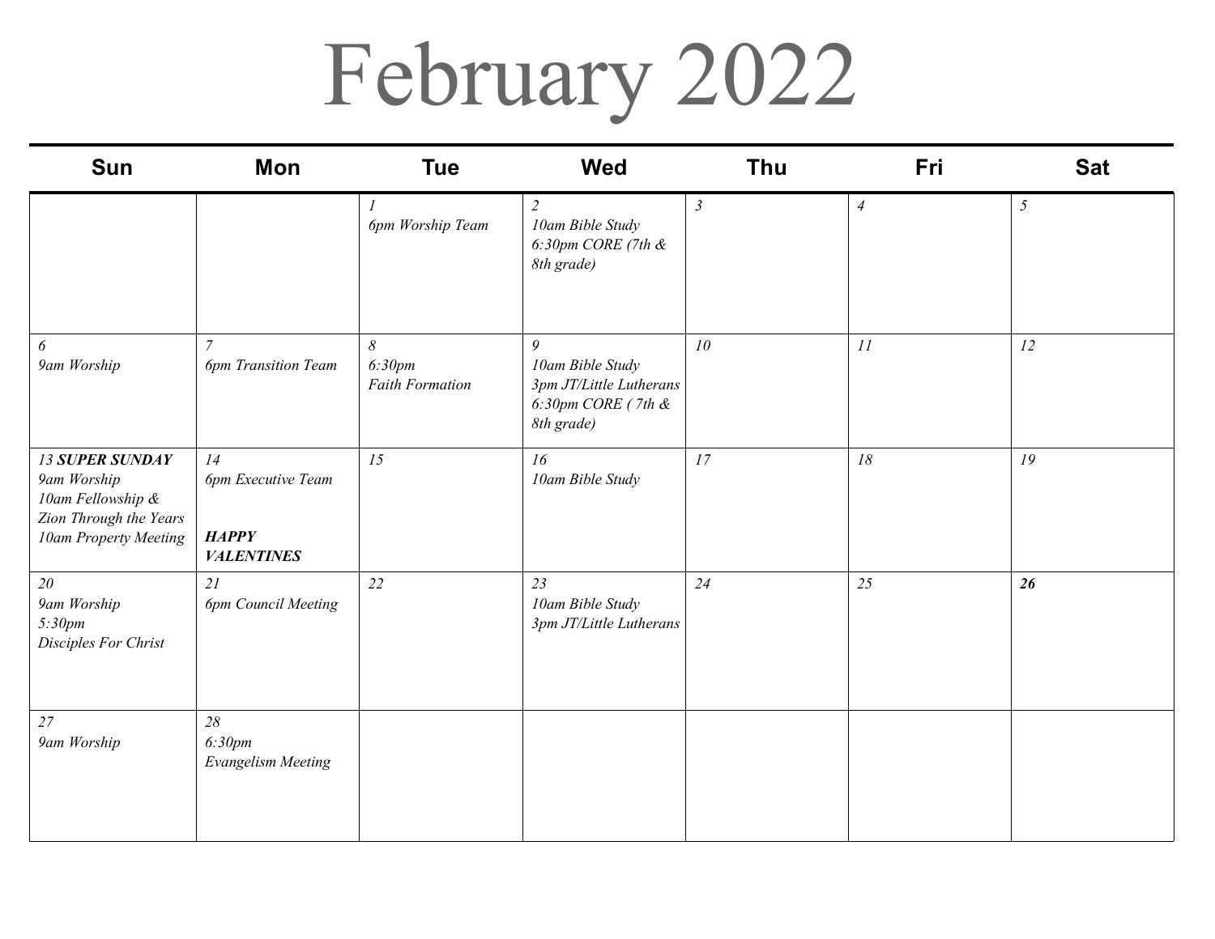# February 2022

| Sun | Mon | Tue | Wed | Thu | Fri | Sat |
|---|---|---|---|---|---|---|
| | | *1*<br>*6pm Worship Team* | *2*<br>*10am Bible Study*<br>*6:30pm CORE (7th & 8th grade)* | *3* | *4* | *5* |
| *6*<br>*9am Worship* | *7*<br>*6pm Transition Team* | *8*<br>*6:30pm*<br>*Faith Formation* | *9*<br>*10am Bible Study*<br>*3pm JT/Little Lutherans*<br>*6:30pm CORE ( 7th & 8th grade)* | *10* | *11* | *12* |
| *13* ***SUPER SUNDAY***<br>*9am Worship*<br>*10am Fellowship & Zion Through the Years*<br>*10am Property Meeting* | *14*<br>*6pm Executive Team*<br><br>***HAPPY VALENTINES*** | *15* | *16*<br>*10am Bible Study* | *17* | *18* | *19* |
| *20*<br>*9am Worship*<br>*5:30pm*<br>*Disciples For Christ* | *21*<br>*6pm Council Meeting* | *22* | *23*<br>*10am Bible Study*<br>*3pm JT/Little Lutherans* | *24* | *25* | ***26*** |
| *27*<br>*9am Worship* | *28*<br>*6:30pm*<br>*Evangelism Meeting* | | | | | |